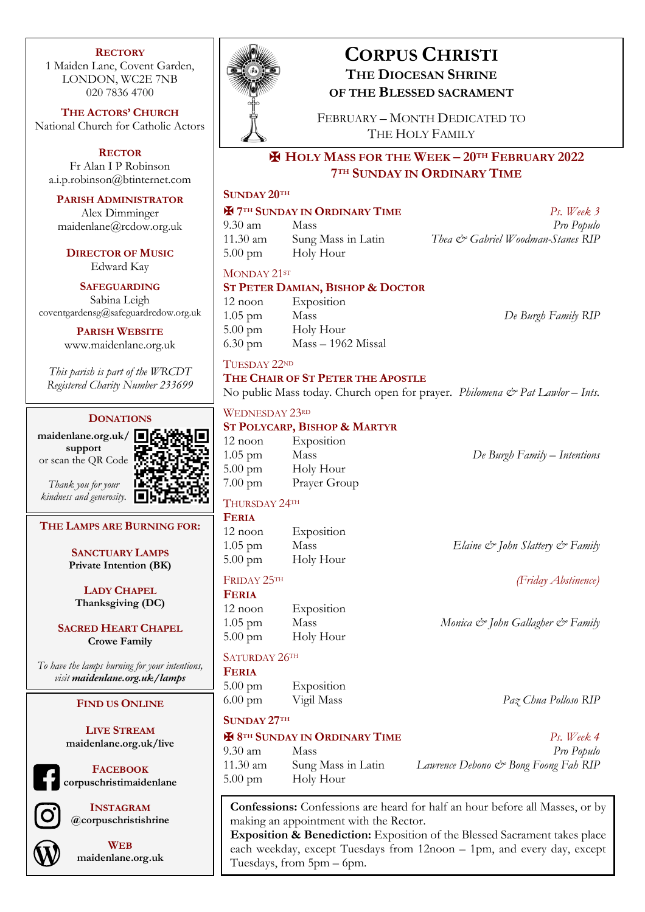# Corpus Christi

## The Diocesan Shrine of the Blessed Sacrament

February – Month Dedicated to The Holy Family

## ✠ Holy Mass for the Week – 20th February 2022
### 7th Sunday in Ordinary Time

**Sunday 20th**

**✠ 7th Sunday in Ordinary Time** — *Ps. Week 3*

| | | |
|---|---|---|
| 9.30 am | Mass | *Pro Populo* |
| 11.30 am | Sung Mass in Latin | *Thea & Gabriel Woodman-Stanes RIP* |
| 5.00 pm | Holy Hour | |

Monday 21st

**St Peter Damian, Bishop & Doctor**

| | | |
|---|---|---|
| 12 noon | Exposition | |
| 1.05 pm | Mass | *De Burgh Family RIP* |
| 5.00 pm | Holy Hour | |
| 6.30 pm | Mass – 1962 Missal | |

Tuesday 22nd

**The Chair of St Peter the Apostle**

No public Mass today. Church open for prayer. *Philomena & Pat Lawlor – Ints.*

Wednesday 23rd

**St Polycarp, Bishop & Martyr**

| | | |
|---|---|---|
| 12 noon | Exposition | |
| 1.05 pm | Mass | *De Burgh Family – Intentions* |
| 5.00 pm | Holy Hour | |
| 7.00 pm | Prayer Group | |

Thursday 24th

**Feria**

| | | |
|---|---|---|
| 12 noon | Exposition | |
| 1.05 pm | Mass | *Elaine & John Slattery & Family* |
| 5.00 pm | Holy Hour | |

Friday 25th — *(Friday Abstinence)*

**Feria**

| | | |
|---|---|---|
| 12 noon | Exposition | |
| 1.05 pm | Mass | *Monica & John Gallagher & Family* |
| 5.00 pm | Holy Hour | |

Saturday 26th

**Feria**

| | | |
|---|---|---|
| 5.00 pm | Exposition | |
| 6.00 pm | Vigil Mass | *Paz Chua Polloso RIP* |

**Sunday 27th**

**✠ 8th Sunday in Ordinary Time** — *Ps. Week 4*

| | | |
|---|---|---|
| 9.30 am | Mass | *Pro Populo* |
| 11.30 am | Sung Mass in Latin | *Lawrence Debono & Bong Foong Fah RIP* |
| 5.00 pm | Holy Hour | |

**Confessions:** Confessions are heard for half an hour before all Masses, or by making an appointment with the Rector.
**Exposition & Benediction:** Exposition of the Blessed Sacrament takes place each weekday, except Tuesdays from 12noon – 1pm, and every day, except Tuesdays, from 5pm – 6pm.

---

**Rectory**
1 Maiden Lane, Covent Garden,
LONDON, WC2E 7NB
020 7836 4700

**The Actors' Church**
National Church for Catholic Actors

**Rector**
Fr Alan I P Robinson
a.i.p.robinson@btinternet.com

**Parish Administrator**
Alex Dimminger
maidenlane@rcdow.org.uk

**Director of Music**
Edward Kay

**Safeguarding**
Sabina Leigh
coventgardensg@safeguardrcdow.org.uk

**Parish Website**
www.maidenlane.org.uk

*This parish is part of the WRCDT*
*Registered Charity Number 233699*

**Donations**

**maidenlane.org.uk/support**
or scan the QR Code

*Thank you for your kindness and generosity.*

**The Lamps are Burning for:**

**Sanctuary Lamps**
**Private Intention (BK)**

**Lady Chapel**
**Thanksgiving (DC)**

**Sacred Heart Chapel**
**Crowe Family**

*To have the lamps burning for your intentions, visit* ***maidenlane.org.uk/lamps***

**Find us Online**

**Live Stream**
**maidenlane.org.uk/live**

**Facebook**
**corpuschristimaidenlane**

**Instagram**
**@corpuschristishrine**

**Web**
**maidenlane.org.uk**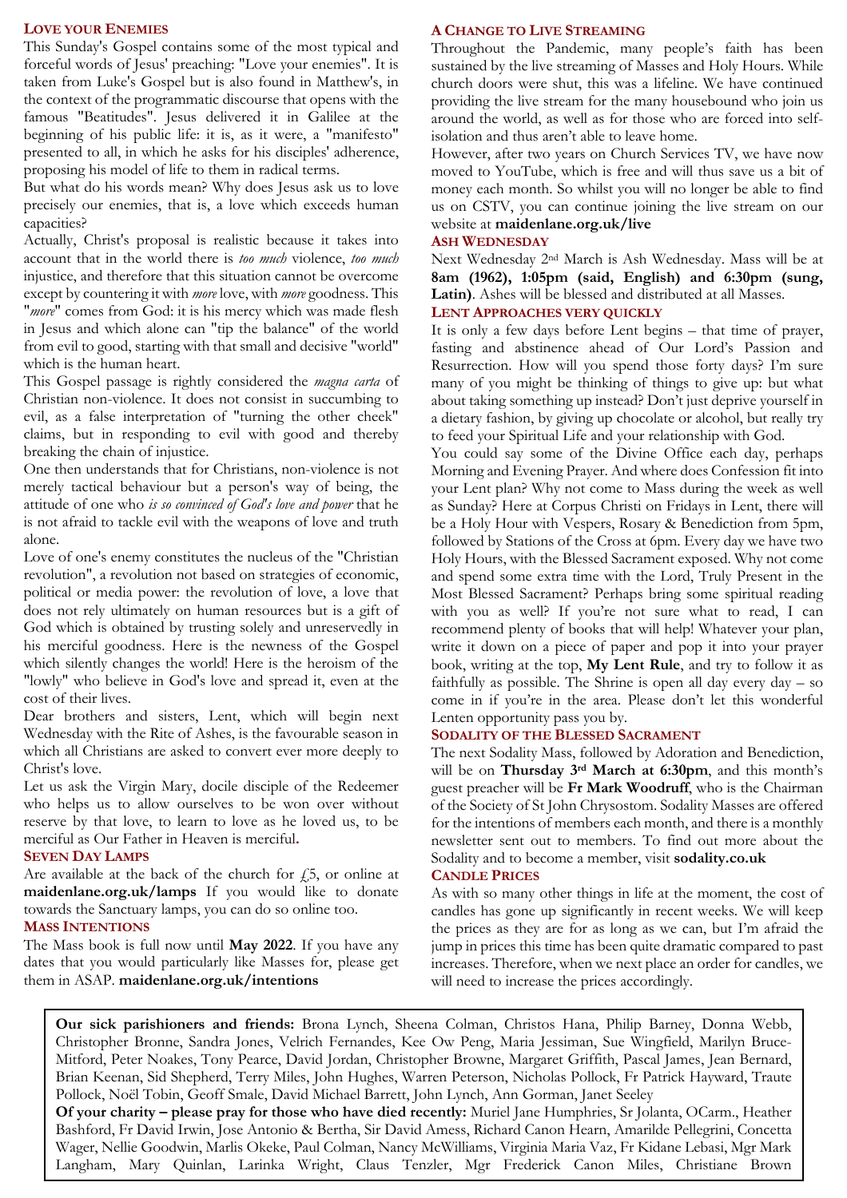## Love your Enemies

This Sunday's Gospel contains some of the most typical and forceful words of Jesus' preaching: "Love your enemies". It is taken from Luke's Gospel but is also found in Matthew's, in the context of the programmatic discourse that opens with the famous "Beatitudes". Jesus delivered it in Galilee at the beginning of his public life: it is, as it were, a "manifesto" presented to all, in which he asks for his disciples' adherence, proposing his model of life to them in radical terms.

But what do his words mean? Why does Jesus ask us to love precisely our enemies, that is, a love which exceeds human capacities?

Actually, Christ's proposal is realistic because it takes into account that in the world there is *too much* violence, *too much* injustice, and therefore that this situation cannot be overcome except by countering it with *more* love, with *more* goodness. This "*more*" comes from God: it is his mercy which was made flesh in Jesus and which alone can "tip the balance" of the world from evil to good, starting with that small and decisive "world" which is the human heart.

This Gospel passage is rightly considered the *magna carta* of Christian non-violence. It does not consist in succumbing to evil, as a false interpretation of "turning the other cheek" claims, but in responding to evil with good and thereby breaking the chain of injustice.

One then understands that for Christians, non-violence is not merely tactical behaviour but a person's way of being, the attitude of one who *is so convinced of God's love and power* that he is not afraid to tackle evil with the weapons of love and truth alone.

Love of one's enemy constitutes the nucleus of the "Christian revolution", a revolution not based on strategies of economic, political or media power: the revolution of love, a love that does not rely ultimately on human resources but is a gift of God which is obtained by trusting solely and unreservedly in his merciful goodness. Here is the newness of the Gospel which silently changes the world! Here is the heroism of the "lowly" who believe in God's love and spread it, even at the cost of their lives.

Dear brothers and sisters, Lent, which will begin next Wednesday with the Rite of Ashes, is the favourable season in which all Christians are asked to convert ever more deeply to Christ's love.

Let us ask the Virgin Mary, docile disciple of the Redeemer who helps us to allow ourselves to be won over without reserve by that love, to learn to love as he loved us, to be merciful as Our Father in Heaven is merciful**.**

## Seven Day Lamps

Are available at the back of the church for £5, or online at **maidenlane.org.uk/lamps** If you would like to donate towards the Sanctuary lamps, you can do so online too.

## Mass Intentions

The Mass book is full now until **May 2022**. If you have any dates that you would particularly like Masses for, please get them in ASAP. **maidenlane.org.uk/intentions**

## A Change to Live Streaming

Throughout the Pandemic, many people's faith has been sustained by the live streaming of Masses and Holy Hours. While church doors were shut, this was a lifeline. We have continued providing the live stream for the many housebound who join us around the world, as well as for those who are forced into self-isolation and thus aren't able to leave home.

However, after two years on Church Services TV, we have now moved to YouTube, which is free and will thus save us a bit of money each month. So whilst you will no longer be able to find us on CSTV, you can continue joining the live stream on our website at **maidenlane.org.uk/live**

## Ash Wednesday

Next Wednesday 2nd March is Ash Wednesday. Mass will be at **8am (1962), 1:05pm (said, English) and 6:30pm (sung, Latin)**. Ashes will be blessed and distributed at all Masses.

## Lent Approaches very quickly

It is only a few days before Lent begins – that time of prayer, fasting and abstinence ahead of Our Lord's Passion and Resurrection. How will you spend those forty days? I'm sure many of you might be thinking of things to give up: but what about taking something up instead? Don't just deprive yourself in a dietary fashion, by giving up chocolate or alcohol, but really try to feed your Spiritual Life and your relationship with God.

You could say some of the Divine Office each day, perhaps Morning and Evening Prayer. And where does Confession fit into your Lent plan? Why not come to Mass during the week as well as Sunday? Here at Corpus Christi on Fridays in Lent, there will be a Holy Hour with Vespers, Rosary & Benediction from 5pm, followed by Stations of the Cross at 6pm. Every day we have two Holy Hours, with the Blessed Sacrament exposed. Why not come and spend some extra time with the Lord, Truly Present in the Most Blessed Sacrament? Perhaps bring some spiritual reading with you as well? If you're not sure what to read, I can recommend plenty of books that will help! Whatever your plan, write it down on a piece of paper and pop it into your prayer book, writing at the top, **My Lent Rule**, and try to follow it as faithfully as possible. The Shrine is open all day every day – so come in if you're in the area. Please don't let this wonderful Lenten opportunity pass you by.

## Sodality of the Blessed Sacrament

The next Sodality Mass, followed by Adoration and Benediction, will be on **Thursday 3rd March at 6:30pm**, and this month's guest preacher will be **Fr Mark Woodruff**, who is the Chairman of the Society of St John Chrysostom. Sodality Masses are offered for the intentions of members each month, and there is a monthly newsletter sent out to members. To find out more about the Sodality and to become a member, visit **sodality.co.uk**

## Candle Prices

As with so many other things in life at the moment, the cost of candles has gone up significantly in recent weeks. We will keep the prices as they are for as long as we can, but I'm afraid the jump in prices this time has been quite dramatic compared to past increases. Therefore, when we next place an order for candles, we will need to increase the prices accordingly.

**Our sick parishioners and friends:** Brona Lynch, Sheena Colman, Christos Hana, Philip Barney, Donna Webb, Christopher Bronne, Sandra Jones, Velrich Fernandes, Kee Ow Peng, Maria Jessiman, Sue Wingfield, Marilyn Bruce-Mitford, Peter Noakes, Tony Pearce, David Jordan, Christopher Browne, Margaret Griffith, Pascal James, Jean Bernard, Brian Keenan, Sid Shepherd, Terry Miles, John Hughes, Warren Peterson, Nicholas Pollock, Fr Patrick Hayward, Traute Pollock, Noël Tobin, Geoff Smale, David Michael Barrett, John Lynch, Ann Gorman, Janet Seeley

**Of your charity – please pray for those who have died recently:** Muriel Jane Humphries, Sr Jolanta, OCarm., Heather Bashford, Fr David Irwin, Jose Antonio & Bertha, Sir David Amess, Richard Canon Hearn, Amarilde Pellegrini, Concetta Wager, Nellie Goodwin, Marlis Okeke, Paul Colman, Nancy McWilliams, Virginia Maria Vaz, Fr Kidane Lebasi, Mgr Mark Langham, Mary Quinlan, Larinka Wright, Claus Tenzler, Mgr Frederick Canon Miles, Christiane Brown